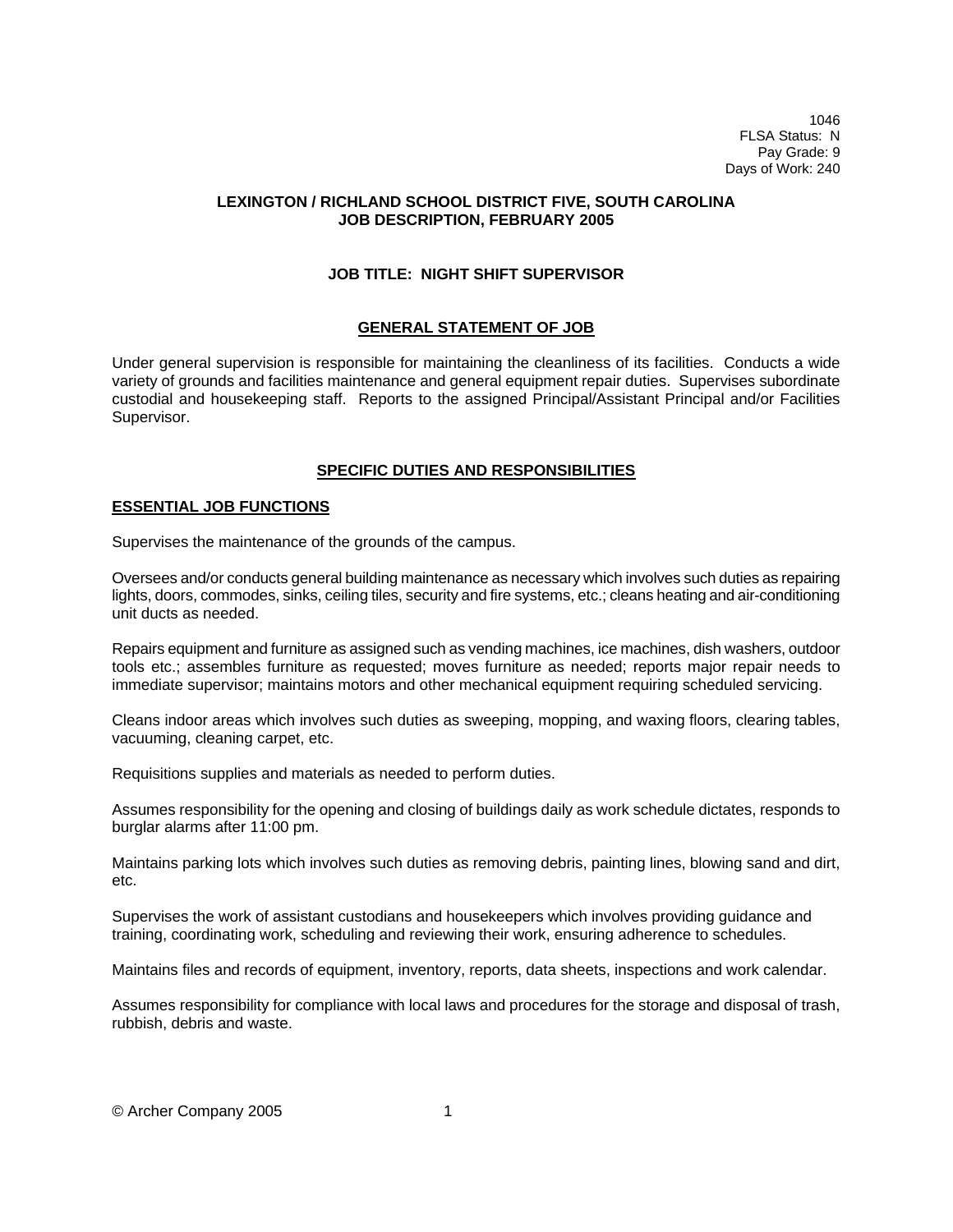1046
FLSA Status: N
Pay Grade: 9
Days of Work: 240

**LEXINGTON / RICHLAND SCHOOL DISTRICT FIVE, SOUTH CAROLINA**
**JOB DESCRIPTION, FEBRUARY 2005**

# JOB TITLE: NIGHT SHIFT SUPERVISOR

## GENERAL STATEMENT OF JOB

Under general supervision is responsible for maintaining the cleanliness of its facilities. Conducts a wide variety of grounds and facilities maintenance and general equipment repair duties. Supervises subordinate custodial and housekeeping staff. Reports to the assigned Principal/Assistant Principal and/or Facilities Supervisor.

## SPECIFIC DUTIES AND RESPONSIBILITIES

### ESSENTIAL JOB FUNCTIONS

Supervises the maintenance of the grounds of the campus.

Oversees and/or conducts general building maintenance as necessary which involves such duties as repairing lights, doors, commodes, sinks, ceiling tiles, security and fire systems, etc.; cleans heating and air-conditioning unit ducts as needed.

Repairs equipment and furniture as assigned such as vending machines, ice machines, dish washers, outdoor tools etc.; assembles furniture as requested; moves furniture as needed; reports major repair needs to immediate supervisor; maintains motors and other mechanical equipment requiring scheduled servicing.

Cleans indoor areas which involves such duties as sweeping, mopping, and waxing floors, clearing tables, vacuuming, cleaning carpet, etc.

Requisitions supplies and materials as needed to perform duties.

Assumes responsibility for the opening and closing of buildings daily as work schedule dictates, responds to burglar alarms after 11:00 pm.

Maintains parking lots which involves such duties as removing debris, painting lines, blowing sand and dirt, etc.

Supervises the work of assistant custodians and housekeepers which involves providing guidance and training, coordinating work, scheduling and reviewing their work, ensuring adherence to schedules.

Maintains files and records of equipment, inventory, reports, data sheets, inspections and work calendar.

Assumes responsibility for compliance with local laws and procedures for the storage and disposal of trash, rubbish, debris and waste.

© Archer Company 2005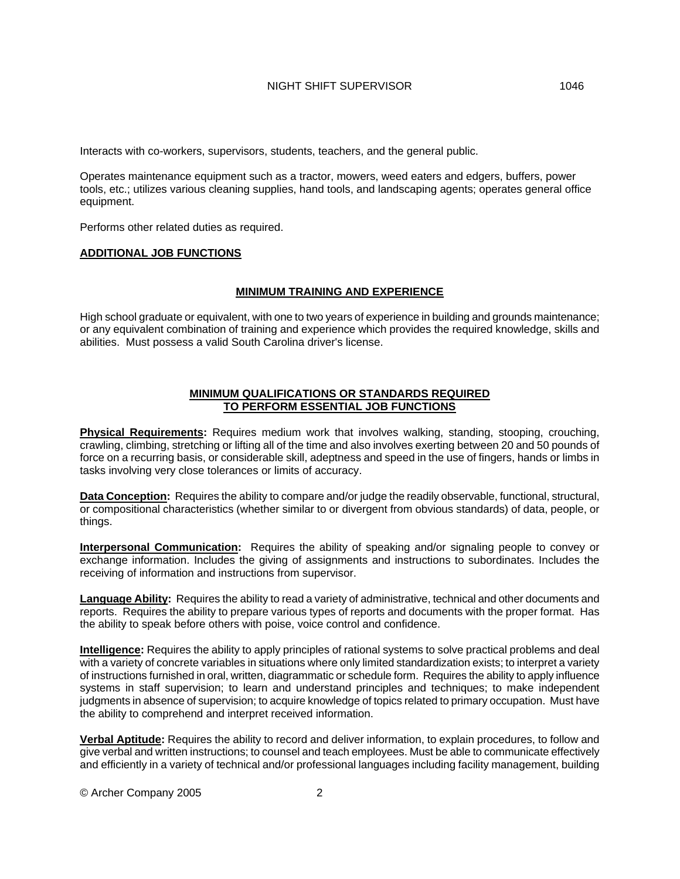Interacts with co-workers, supervisors, students, teachers, and the general public.

Operates maintenance equipment such as a tractor, mowers, weed eaters and edgers, buffers, power tools, etc.; utilizes various cleaning supplies, hand tools, and landscaping agents; operates general office equipment.

Performs other related duties as required.

**ADDITIONAL JOB FUNCTIONS**

## MINIMUM TRAINING AND EXPERIENCE

High school graduate or equivalent, with one to two years of experience in building and grounds maintenance; or any equivalent combination of training and experience which provides the required knowledge, skills and abilities. Must possess a valid South Carolina driver's license.

## MINIMUM QUALIFICATIONS OR STANDARDS REQUIRED TO PERFORM ESSENTIAL JOB FUNCTIONS

**Physical Requirements:** Requires medium work that involves walking, standing, stooping, crouching, crawling, climbing, stretching or lifting all of the time and also involves exerting between 20 and 50 pounds of force on a recurring basis, or considerable skill, adeptness and speed in the use of fingers, hands or limbs in tasks involving very close tolerances or limits of accuracy.

**Data Conception:** Requires the ability to compare and/or judge the readily observable, functional, structural, or compositional characteristics (whether similar to or divergent from obvious standards) of data, people, or things.

**Interpersonal Communication:** Requires the ability of speaking and/or signaling people to convey or exchange information. Includes the giving of assignments and instructions to subordinates. Includes the receiving of information and instructions from supervisor.

**Language Ability:** Requires the ability to read a variety of administrative, technical and other documents and reports. Requires the ability to prepare various types of reports and documents with the proper format. Has the ability to speak before others with poise, voice control and confidence.

**Intelligence:** Requires the ability to apply principles of rational systems to solve practical problems and deal with a variety of concrete variables in situations where only limited standardization exists; to interpret a variety of instructions furnished in oral, written, diagrammatic or schedule form. Requires the ability to apply influence systems in staff supervision; to learn and understand principles and techniques; to make independent judgments in absence of supervision; to acquire knowledge of topics related to primary occupation. Must have the ability to comprehend and interpret received information.

**Verbal Aptitude:** Requires the ability to record and deliver information, to explain procedures, to follow and give verbal and written instructions; to counsel and teach employees. Must be able to communicate effectively and efficiently in a variety of technical and/or professional languages including facility management, building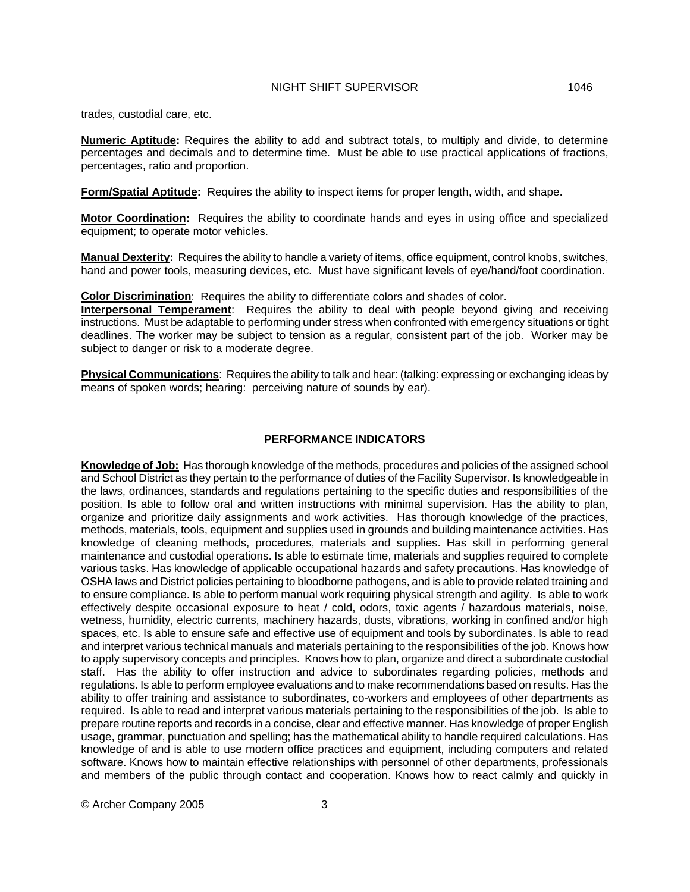trades, custodial care, etc.

**Numeric Aptitude:** Requires the ability to add and subtract totals, to multiply and divide, to determine percentages and decimals and to determine time. Must be able to use practical applications of fractions, percentages, ratio and proportion.

**Form/Spatial Aptitude:** Requires the ability to inspect items for proper length, width, and shape.

**Motor Coordination:** Requires the ability to coordinate hands and eyes in using office and specialized equipment; to operate motor vehicles.

**Manual Dexterity:** Requires the ability to handle a variety of items, office equipment, control knobs, switches, hand and power tools, measuring devices, etc. Must have significant levels of eye/hand/foot coordination.

**Color Discrimination**: Requires the ability to differentiate colors and shades of color.

**Interpersonal Temperament**: Requires the ability to deal with people beyond giving and receiving instructions. Must be adaptable to performing under stress when confronted with emergency situations or tight deadlines. The worker may be subject to tension as a regular, consistent part of the job. Worker may be subject to danger or risk to a moderate degree.

**Physical Communications**: Requires the ability to talk and hear: (talking: expressing or exchanging ideas by means of spoken words; hearing: perceiving nature of sounds by ear).

## PERFORMANCE INDICATORS

**Knowledge of Job:** Has thorough knowledge of the methods, procedures and policies of the assigned school and School District as they pertain to the performance of duties of the Facility Supervisor. Is knowledgeable in the laws, ordinances, standards and regulations pertaining to the specific duties and responsibilities of the position. Is able to follow oral and written instructions with minimal supervision. Has the ability to plan, organize and prioritize daily assignments and work activities. Has thorough knowledge of the practices, methods, materials, tools, equipment and supplies used in grounds and building maintenance activities. Has knowledge of cleaning methods, procedures, materials and supplies. Has skill in performing general maintenance and custodial operations. Is able to estimate time, materials and supplies required to complete various tasks. Has knowledge of applicable occupational hazards and safety precautions. Has knowledge of OSHA laws and District policies pertaining to bloodborne pathogens, and is able to provide related training and to ensure compliance. Is able to perform manual work requiring physical strength and agility. Is able to work effectively despite occasional exposure to heat / cold, odors, toxic agents / hazardous materials, noise, wetness, humidity, electric currents, machinery hazards, dusts, vibrations, working in confined and/or high spaces, etc. Is able to ensure safe and effective use of equipment and tools by subordinates. Is able to read and interpret various technical manuals and materials pertaining to the responsibilities of the job. Knows how to apply supervisory concepts and principles. Knows how to plan, organize and direct a subordinate custodial staff. Has the ability to offer instruction and advice to subordinates regarding policies, methods and regulations. Is able to perform employee evaluations and to make recommendations based on results. Has the ability to offer training and assistance to subordinates, co-workers and employees of other departments as required. Is able to read and interpret various materials pertaining to the responsibilities of the job. Is able to prepare routine reports and records in a concise, clear and effective manner. Has knowledge of proper English usage, grammar, punctuation and spelling; has the mathematical ability to handle required calculations. Has knowledge of and is able to use modern office practices and equipment, including computers and related software. Knows how to maintain effective relationships with personnel of other departments, professionals and members of the public through contact and cooperation. Knows how to react calmly and quickly in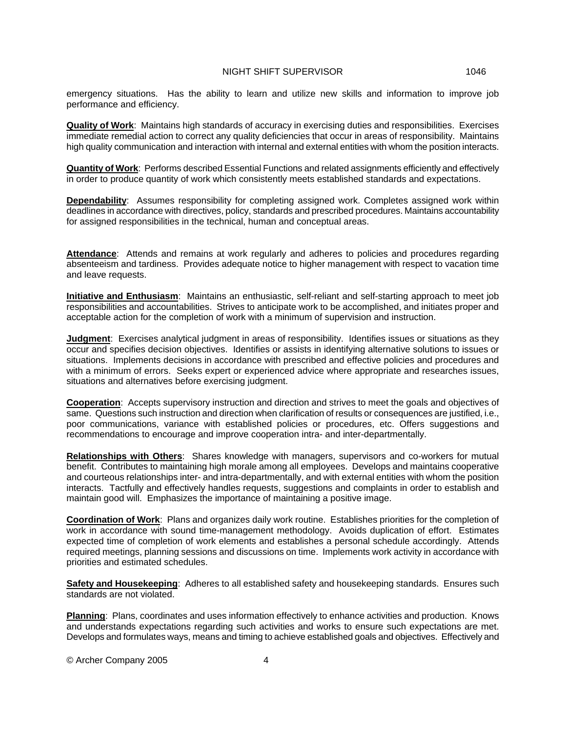emergency situations. Has the ability to learn and utilize new skills and information to improve job performance and efficiency.

**Quality of Work**: Maintains high standards of accuracy in exercising duties and responsibilities. Exercises immediate remedial action to correct any quality deficiencies that occur in areas of responsibility. Maintains high quality communication and interaction with internal and external entities with whom the position interacts.

**Quantity of Work**: Performs described Essential Functions and related assignments efficiently and effectively in order to produce quantity of work which consistently meets established standards and expectations.

**Dependability**: Assumes responsibility for completing assigned work. Completes assigned work within deadlines in accordance with directives, policy, standards and prescribed procedures. Maintains accountability for assigned responsibilities in the technical, human and conceptual areas.

**Attendance**: Attends and remains at work regularly and adheres to policies and procedures regarding absenteeism and tardiness. Provides adequate notice to higher management with respect to vacation time and leave requests.

**Initiative and Enthusiasm**: Maintains an enthusiastic, self-reliant and self-starting approach to meet job responsibilities and accountabilities. Strives to anticipate work to be accomplished, and initiates proper and acceptable action for the completion of work with a minimum of supervision and instruction.

**Judgment**: Exercises analytical judgment in areas of responsibility. Identifies issues or situations as they occur and specifies decision objectives. Identifies or assists in identifying alternative solutions to issues or situations. Implements decisions in accordance with prescribed and effective policies and procedures and with a minimum of errors. Seeks expert or experienced advice where appropriate and researches issues, situations and alternatives before exercising judgment.

**Cooperation**: Accepts supervisory instruction and direction and strives to meet the goals and objectives of same. Questions such instruction and direction when clarification of results or consequences are justified, i.e., poor communications, variance with established policies or procedures, etc. Offers suggestions and recommendations to encourage and improve cooperation intra- and inter-departmentally.

**Relationships with Others**: Shares knowledge with managers, supervisors and co-workers for mutual benefit. Contributes to maintaining high morale among all employees. Develops and maintains cooperative and courteous relationships inter- and intra-departmentally, and with external entities with whom the position interacts. Tactfully and effectively handles requests, suggestions and complaints in order to establish and maintain good will. Emphasizes the importance of maintaining a positive image.

**Coordination of Work**: Plans and organizes daily work routine. Establishes priorities for the completion of work in accordance with sound time-management methodology. Avoids duplication of effort. Estimates expected time of completion of work elements and establishes a personal schedule accordingly. Attends required meetings, planning sessions and discussions on time. Implements work activity in accordance with priorities and estimated schedules.

**Safety and Housekeeping**: Adheres to all established safety and housekeeping standards. Ensures such standards are not violated.

**Planning**: Plans, coordinates and uses information effectively to enhance activities and production. Knows and understands expectations regarding such activities and works to ensure such expectations are met. Develops and formulates ways, means and timing to achieve established goals and objectives. Effectively and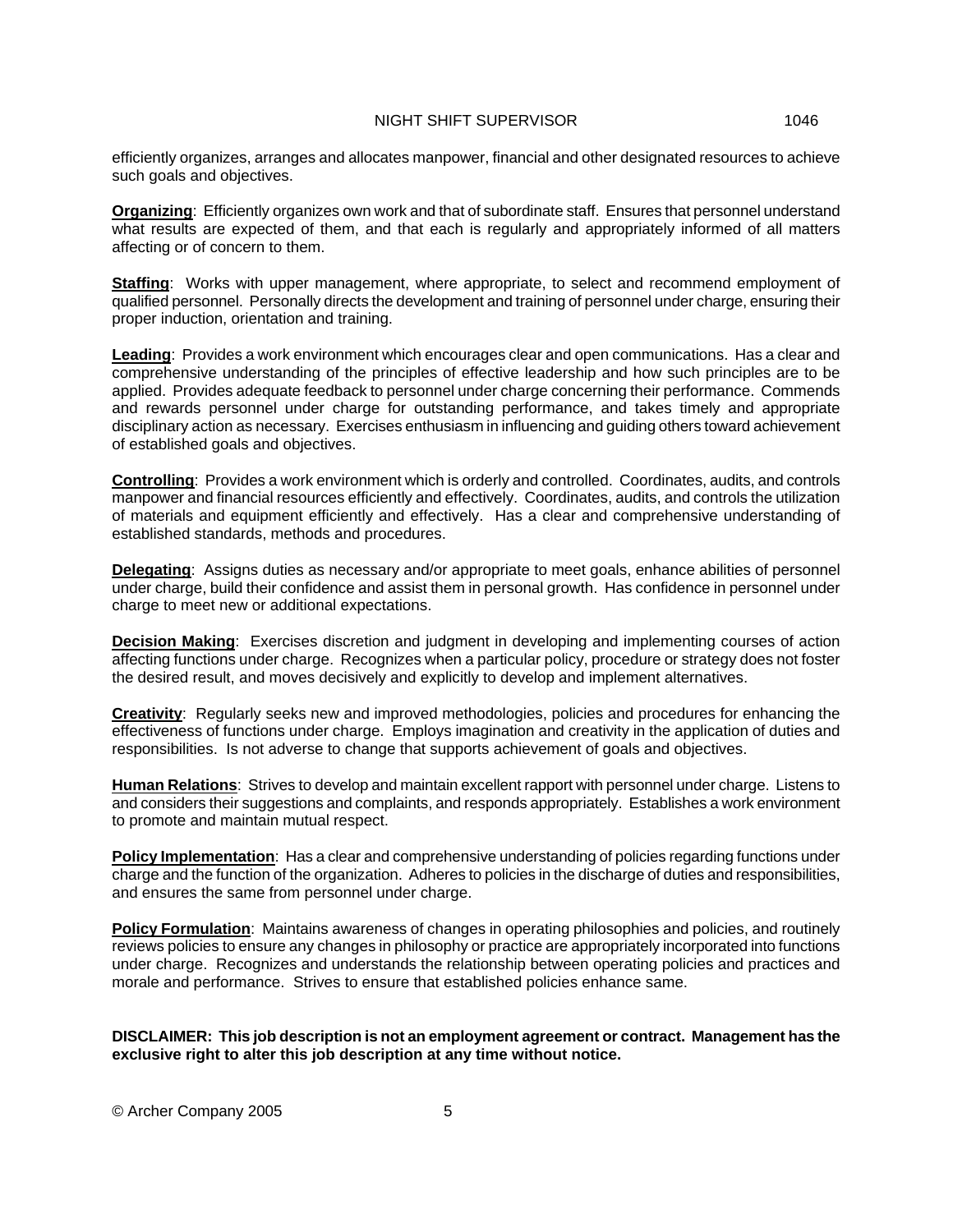efficiently organizes, arranges and allocates manpower, financial and other designated resources to achieve such goals and objectives.

**Organizing**: Efficiently organizes own work and that of subordinate staff. Ensures that personnel understand what results are expected of them, and that each is regularly and appropriately informed of all matters affecting or of concern to them.

**Staffing**: Works with upper management, where appropriate, to select and recommend employment of qualified personnel. Personally directs the development and training of personnel under charge, ensuring their proper induction, orientation and training.

**Leading**: Provides a work environment which encourages clear and open communications. Has a clear and comprehensive understanding of the principles of effective leadership and how such principles are to be applied. Provides adequate feedback to personnel under charge concerning their performance. Commends and rewards personnel under charge for outstanding performance, and takes timely and appropriate disciplinary action as necessary. Exercises enthusiasm in influencing and guiding others toward achievement of established goals and objectives.

**Controlling**: Provides a work environment which is orderly and controlled. Coordinates, audits, and controls manpower and financial resources efficiently and effectively. Coordinates, audits, and controls the utilization of materials and equipment efficiently and effectively. Has a clear and comprehensive understanding of established standards, methods and procedures.

**Delegating**: Assigns duties as necessary and/or appropriate to meet goals, enhance abilities of personnel under charge, build their confidence and assist them in personal growth. Has confidence in personnel under charge to meet new or additional expectations.

**Decision Making**: Exercises discretion and judgment in developing and implementing courses of action affecting functions under charge. Recognizes when a particular policy, procedure or strategy does not foster the desired result, and moves decisively and explicitly to develop and implement alternatives.

**Creativity**: Regularly seeks new and improved methodologies, policies and procedures for enhancing the effectiveness of functions under charge. Employs imagination and creativity in the application of duties and responsibilities. Is not adverse to change that supports achievement of goals and objectives.

**Human Relations**: Strives to develop and maintain excellent rapport with personnel under charge. Listens to and considers their suggestions and complaints, and responds appropriately. Establishes a work environment to promote and maintain mutual respect.

**Policy Implementation**: Has a clear and comprehensive understanding of policies regarding functions under charge and the function of the organization. Adheres to policies in the discharge of duties and responsibilities, and ensures the same from personnel under charge.

**Policy Formulation**: Maintains awareness of changes in operating philosophies and policies, and routinely reviews policies to ensure any changes in philosophy or practice are appropriately incorporated into functions under charge. Recognizes and understands the relationship between operating policies and practices and morale and performance. Strives to ensure that established policies enhance same.

**DISCLAIMER: This job description is not an employment agreement or contract. Management has the exclusive right to alter this job description at any time without notice.**